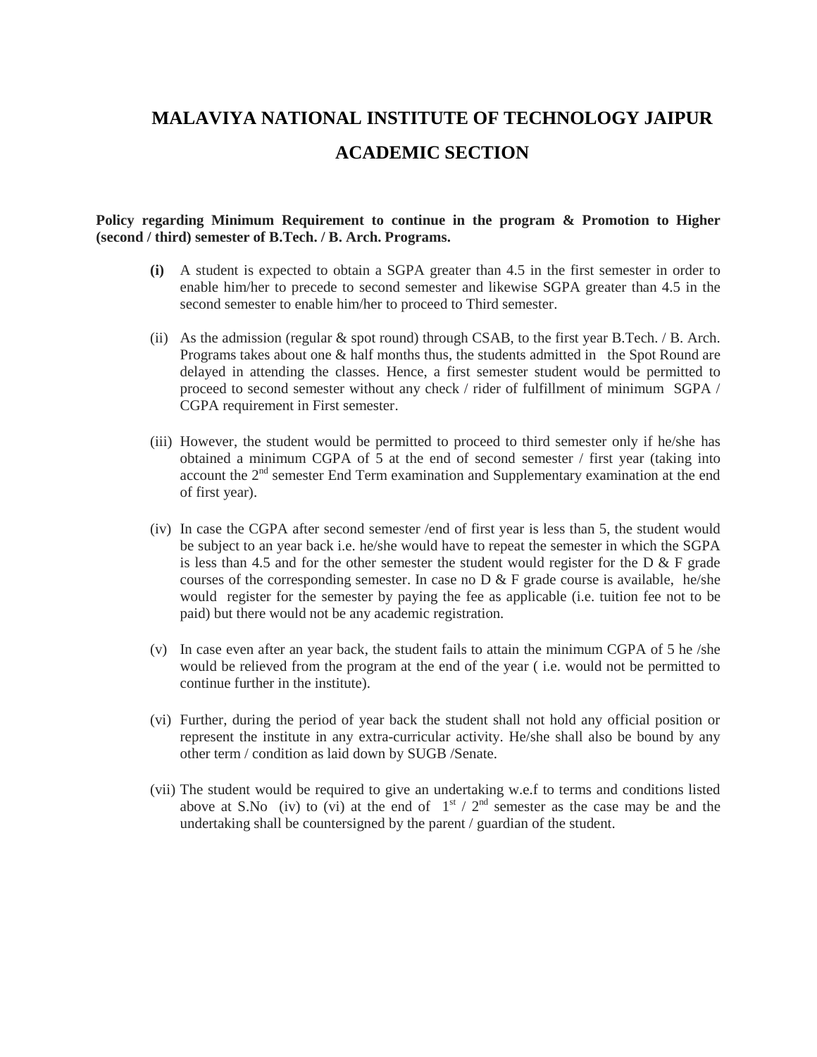# MALAVIYA NATIONAL INSTITUTE OF TECHNOLOGY JAIPUR

## ACADEMIC SECTION

**Policy regarding Minimum Requirement to continue in the program & Promotion to Higher (second / third) semester of B.Tech. / B. Arch. Programs.**

**(i)** A student is expected to obtain a SGPA greater than 4.5 in the first semester in order to enable him/her to precede to second semester and likewise SGPA greater than 4.5 in the second semester to enable him/her to proceed to Third semester.

(ii) As the admission (regular & spot round) through CSAB, to the first year B.Tech. / B. Arch. Programs takes about one & half months thus, the students admitted in the Spot Round are delayed in attending the classes. Hence, a first semester student would be permitted to proceed to second semester without any check / rider of fulfillment of minimum SGPA / CGPA requirement in First semester.

(iii) However, the student would be permitted to proceed to third semester only if he/she has obtained a minimum CGPA of 5 at the end of second semester / first year (taking into account the 2nd semester End Term examination and Supplementary examination at the end of first year).

(iv) In case the CGPA after second semester /end of first year is less than 5, the student would be subject to an year back i.e. he/she would have to repeat the semester in which the SGPA is less than 4.5 and for the other semester the student would register for the D & F grade courses of the corresponding semester. In case no D & F grade course is available, he/she would register for the semester by paying the fee as applicable (i.e. tuition fee not to be paid) but there would not be any academic registration.

(v) In case even after an year back, the student fails to attain the minimum CGPA of 5 he /she would be relieved from the program at the end of the year ( i.e. would not be permitted to continue further in the institute).

(vi) Further, during the period of year back the student shall not hold any official position or represent the institute in any extra-curricular activity. He/she shall also be bound by any other term / condition as laid down by SUGB /Senate.

(vii) The student would be required to give an undertaking w.e.f to terms and conditions listed above at S.No (iv) to (vi) at the end of 1st / 2nd semester as the case may be and the undertaking shall be countersigned by the parent / guardian of the student.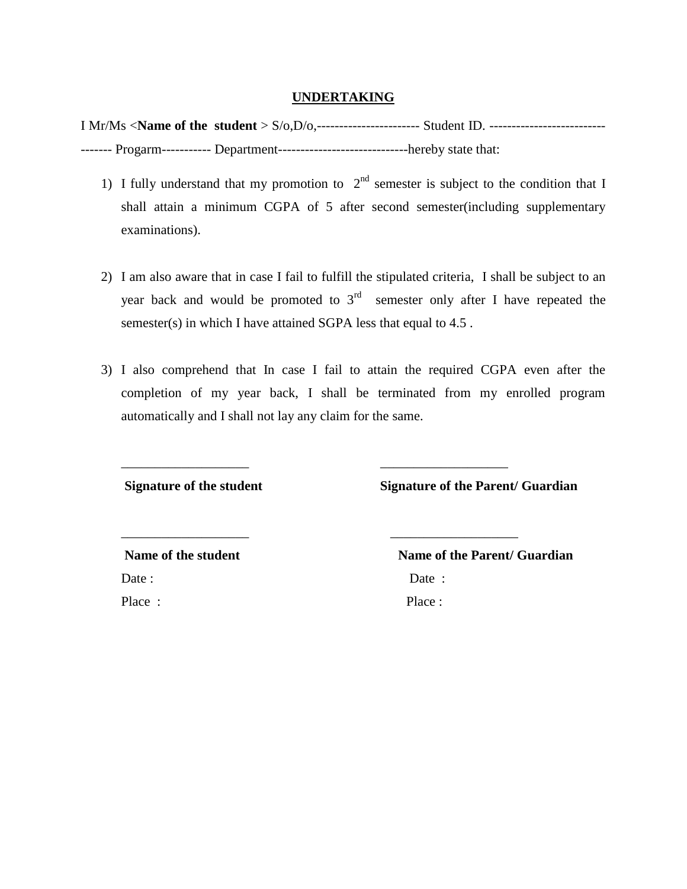<u>**UNDERTAKING**</u>

I Mr/Ms <**Name of the student** > S/o,D/o,----------------------- Student ID. --------------------------------- Progarm----------- Department-----------------------------hereby state that:

1) I fully understand that my promotion to 2nd semester is subject to the condition that I shall attain a minimum CGPA of 5 after second semester(including supplementary examinations).

2) I am also aware that in case I fail to fulfill the stipulated criteria, I shall be subject to an year back and would be promoted to 3rd semester only after I have repeated the semester(s) in which I have attained SGPA less that equal to 4.5 .

3) I also comprehend that In case I fail to attain the required CGPA even after the completion of my year back, I shall be terminated from my enrolled program automatically and I shall not lay any claim for the same.

| | |
|---|---|
| ___________________ | ___________________ |
| **Signature of the student** | **Signature of the Parent/ Guardian** |
| ___________________ | ___________________ |
| **Name of the student** | **Name of the Parent/ Guardian** |
| Date : | Date : |
| Place : | Place : |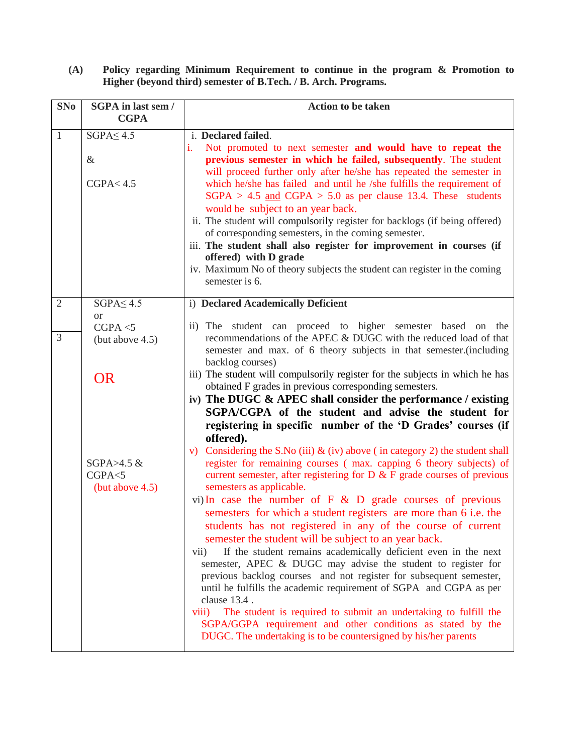**(A) Policy regarding Minimum Requirement to continue in the program & Promotion to Higher (beyond third) semester of B.Tech. / B. Arch. Programs.**

| SNo | SGPA in last sem / CGPA | Action to be taken |
|---|---|---|
| 1 | SGPA≤ 4.5<br><br>&<br><br>CGPA< 4.5 | i. **Declared failed**.<br>i. Not promoted to next semester **and would have to repeat the previous semester in which he failed, subsequently**. The student will proceed further only after he/she has repeated the semester in which he/she has failed and until he /she fulfills the requirement of SGPA > 4.5 and CGPA > 5.0 as per clause 13.4. These students would be subject to an year back.<br>ii. The student will compulsorily register for backlogs (if being offered) of corresponding semesters, in the coming semester.<br>iii. **The student shall also register for improvement in courses (if offered) with D grade**<br>iv. Maximum No of theory subjects the student can register in the coming semester is 6. |
| 2<br><br>3 | SGPA≤ 4.5<br>or<br>CGPA <5<br>(but above 4.5)<br><br>OR<br><br>SGPA>4.5 &<br>CGPA<5<br>(but above 4.5) | i) **Declared Academically Deficient**<br>ii) The student can proceed to higher semester based on the recommendations of the APEC & DUGC with the reduced load of that semester and max. of 6 theory subjects in that semester.(including backlog courses)<br>iii) The student will compulsorily register for the subjects in which he has obtained F grades in previous corresponding semesters.<br>iv) **The DUGC & APEC shall consider the performance / existing SGPA/CGPA of the student and advise the student for registering in specific number of the 'D Grades' courses (if offered).**<br>v) Considering the S.No (iii) & (iv) above ( in category 2) the student shall register for remaining courses ( max. capping 6 theory subjects) of current semester, after registering for D & F grade courses of previous semesters as applicable.<br>vi) In case the number of F & D grade courses of previous semesters for which a student registers are more than 6 i.e. the students has not registered in any of the course of current semester the student will be subject to an year back.<br>vii) If the student remains academically deficient even in the next semester, APEC & DUGC may advise the student to register for previous backlog courses and not register for subsequent semester, until he fulfills the academic requirement of SGPA and CGPA as per clause 13.4 .<br>viii) The student is required to submit an undertaking to fulfill the SGPA/GGPA requirement and other conditions as stated by the DUGC. The undertaking is to be countersigned by his/her parents |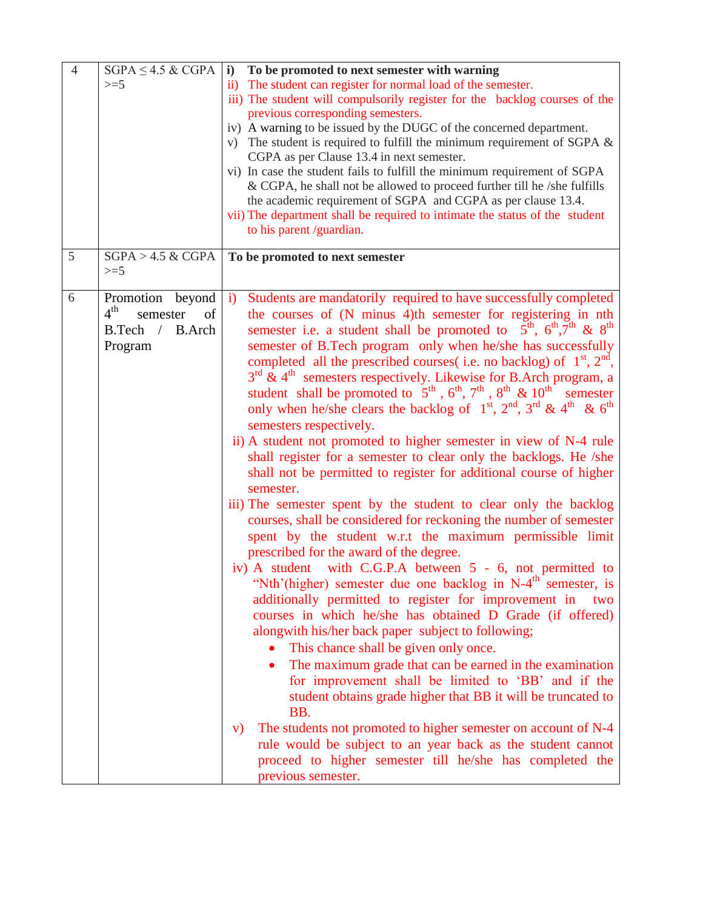| 4 | SGPA ≤ 4.5 & CGPA >=5 | **i) To be promoted to next semester with warning**<br>ii) The student can register for normal load of the semester.<br>iii) The student will compulsorily register for the backlog courses of the previous corresponding semesters.<br>iv) A warning to be issued by the DUGC of the concerned department.<br>v) The student is required to fulfill the minimum requirement of SGPA & CGPA as per Clause 13.4 in next semester.<br>vi) In case the student fails to fulfill the minimum requirement of SGPA & CGPA, he shall not be allowed to proceed further till he /she fulfills the academic requirement of SGPA and CGPA as per clause 13.4.<br>vii) The department shall be required to intimate the status of the student to his parent /guardian. |
|---|---|---|
| 5 | SGPA > 4.5 & CGPA >=5 | **To be promoted to next semester** |
| 6 | Promotion beyond 4th semester of B.Tech / B.Arch Program | i) Students are mandatorily required to have successfully completed the courses of (N minus 4)th semester for registering in nth semester i.e. a student shall be promoted to 5th, 6th, 7th & 8th semester of B.Tech program only when he/she has successfully completed all the prescribed courses( i.e. no backlog) of 1st, 2nd, 3rd & 4th semesters respectively. Likewise for B.Arch program, a student shall be promoted to 5th, 6th, 7th, 8th & 10th semester only when he/she clears the backlog of 1st, 2nd, 3rd & 4th & 6th semesters respectively.<br>ii) A student not promoted to higher semester in view of N-4 rule shall register for a semester to clear only the backlogs. He /she shall not be permitted to register for additional course of higher semester.<br>iii) The semester spent by the student to clear only the backlog courses, shall be considered for reckoning the number of semester spent by the student w.r.t the maximum permissible limit prescribed for the award of the degree.<br>iv) A student with C.G.P.A between 5 - 6, not permitted to "Nth'(higher) semester due one backlog in N-4th semester, is additionally permitted to register for improvement in two courses in which he/she has obtained D Grade (if offered) alongwith his/her back paper subject to following;<br>• This chance shall be given only once.<br>• The maximum grade that can be earned in the examination for improvement shall be limited to 'BB' and if the student obtains grade higher that BB it will be truncated to BB.<br>v) The students not promoted to higher semester on account of N-4 rule would be subject to an year back as the student cannot proceed to higher semester till he/she has completed the previous semester. |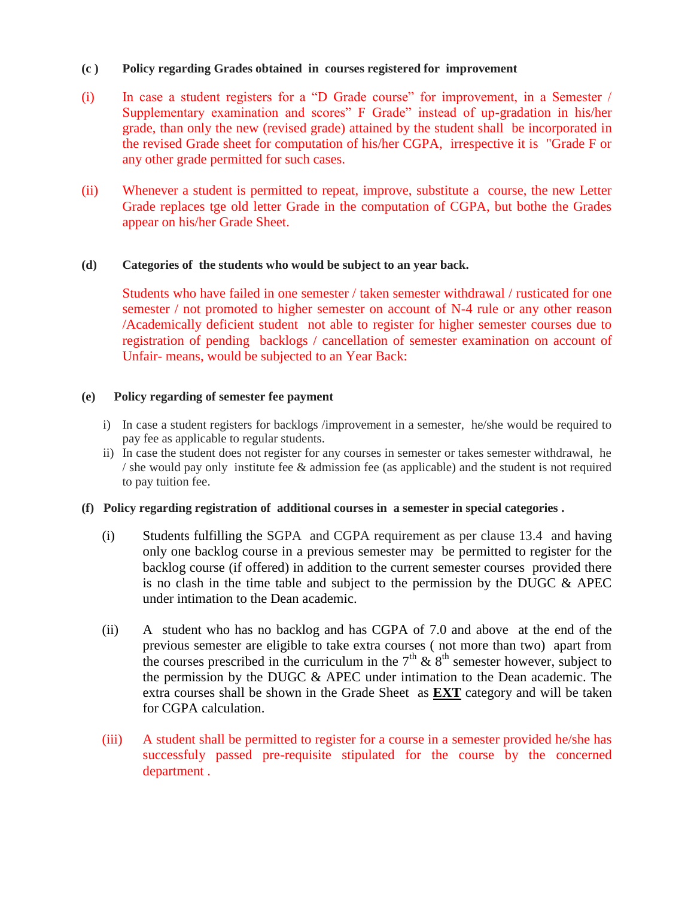**(c ) Policy regarding Grades obtained in courses registered for improvement**

(i) In case a student registers for a "D Grade course" for improvement, in a Semester / Supplementary examination and scores" F Grade" instead of up-gradation in his/her grade, than only the new (revised grade) attained by the student shall be incorporated in the revised Grade sheet for computation of his/her CGPA, irrespective it is "Grade F or any other grade permitted for such cases.

(ii) Whenever a student is permitted to repeat, improve, substitute a course, the new Letter Grade replaces tge old letter Grade in the computation of CGPA, but bothe the Grades appear on his/her Grade Sheet.

**(d) Categories of the students who would be subject to an year back.**

Students who have failed in one semester / taken semester withdrawal / rusticated for one semester / not promoted to higher semester on account of N-4 rule or any other reason /Academically deficient student not able to register for higher semester courses due to registration of pending backlogs / cancellation of semester examination on account of Unfair- means, would be subjected to an Year Back:

**(e) Policy regarding of semester fee payment**

i) In case a student registers for backlogs /improvement in a semester, he/she would be required to pay fee as applicable to regular students.

ii) In case the student does not register for any courses in semester or takes semester withdrawal, he / she would pay only institute fee & admission fee (as applicable) and the student is not required to pay tuition fee.

**(f) Policy regarding registration of additional courses in a semester in special categories .**

(i) Students fulfilling the SGPA and CGPA requirement as per clause 13.4 and having only one backlog course in a previous semester may be permitted to register for the backlog course (if offered) in addition to the current semester courses provided there is no clash in the time table and subject to the permission by the DUGC & APEC under intimation to the Dean academic.

(ii) A student who has no backlog and has CGPA of 7.0 and above at the end of the previous semester are eligible to take extra courses ( not more than two) apart from the courses prescribed in the curriculum in the $7^{th}$ & $8^{th}$ semester however, subject to the permission by the DUGC & APEC under intimation to the Dean academic. The extra courses shall be shown in the Grade Sheet as **EXT** category and will be taken for CGPA calculation.

(iii) A student shall be permitted to register for a course in a semester provided he/she has successfuly passed pre-requisite stipulated for the course by the concerned department .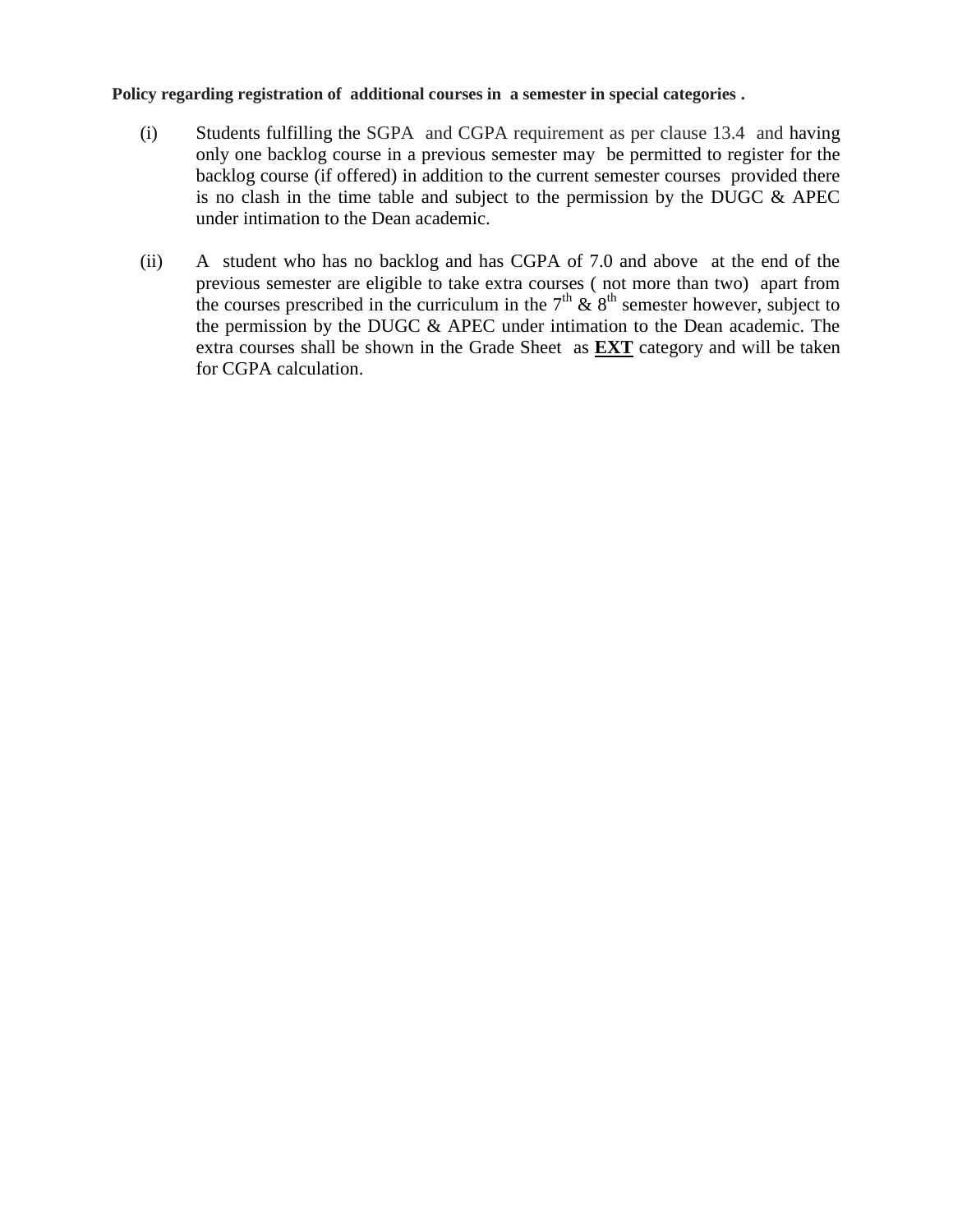**Policy regarding registration of additional courses in a semester in special categories .**

(i) Students fulfilling the SGPA and CGPA requirement as per clause 13.4 and having only one backlog course in a previous semester may be permitted to register for the backlog course (if offered) in addition to the current semester courses provided there is no clash in the time table and subject to the permission by the DUGC & APEC under intimation to the Dean academic.

(ii) A student who has no backlog and has CGPA of 7.0 and above at the end of the previous semester are eligible to take extra courses ( not more than two) apart from the courses prescribed in the curriculum in the $7^{th}$ & $8^{th}$ semester however, subject to the permission by the DUGC & APEC under intimation to the Dean academic. The extra courses shall be shown in the Grade Sheet as **EXT** category and will be taken for CGPA calculation.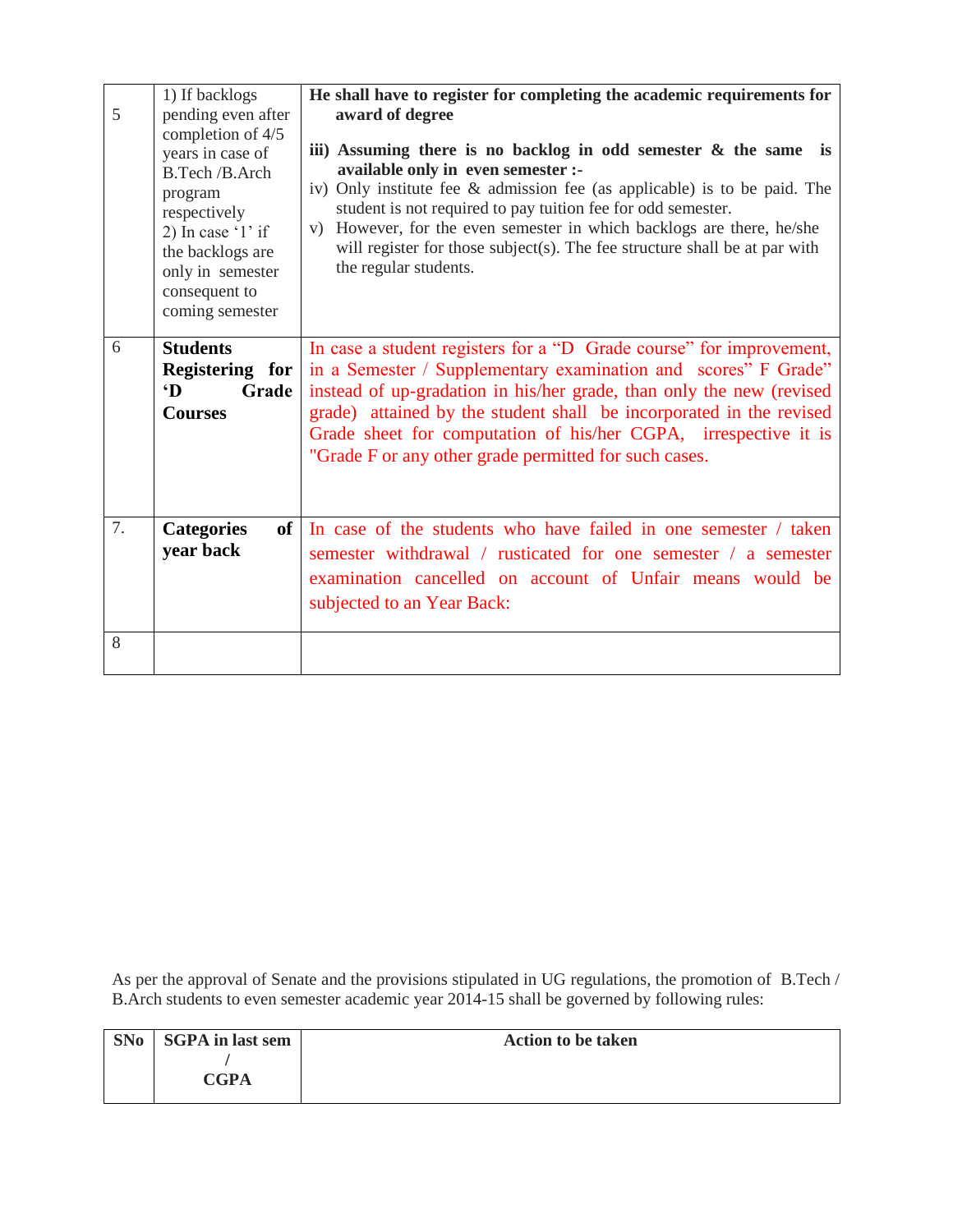| | | |
|---|---|---|
| 5 | 1) If backlogs pending even after completion of 4/5 years in case of B.Tech /B.Arch program respectively<br>2) In case '1' if the backlogs are only in semester consequent to coming semester | **He shall have to register for completing the academic requirements for award of degree**<br>**iii) Assuming there is no backlog in odd semester & the same is available only in even semester :-**<br>iv) Only institute fee & admission fee (as applicable) is to be paid. The student is not required to pay tuition fee for odd semester.<br>v) However, for the even semester in which backlogs are there, he/she will register for those subject(s). The fee structure shall be at par with the regular students. |
| 6 | **Students Registering for 'D Grade Courses** | In case a student registers for a "D Grade course" for improvement, in a Semester / Supplementary examination and scores" F Grade" instead of up-gradation in his/her grade, than only the new (revised grade) attained by the student shall be incorporated in the revised Grade sheet for computation of his/her CGPA, irrespective it is "Grade F or any other grade permitted for such cases. |
| 7. | **Categories of year back** | In case of the students who have failed in one semester / taken semester withdrawal / rusticated for one semester / a semester examination cancelled on account of Unfair means would be subjected to an Year Back: |
| 8 | | |

As per the approval of Senate and the provisions stipulated in UG regulations, the promotion of B.Tech / B.Arch students to even semester academic year 2014-15 shall be governed by following rules:

| SNo | SGPA in last sem / CGPA | Action to be taken |
|---|---|---|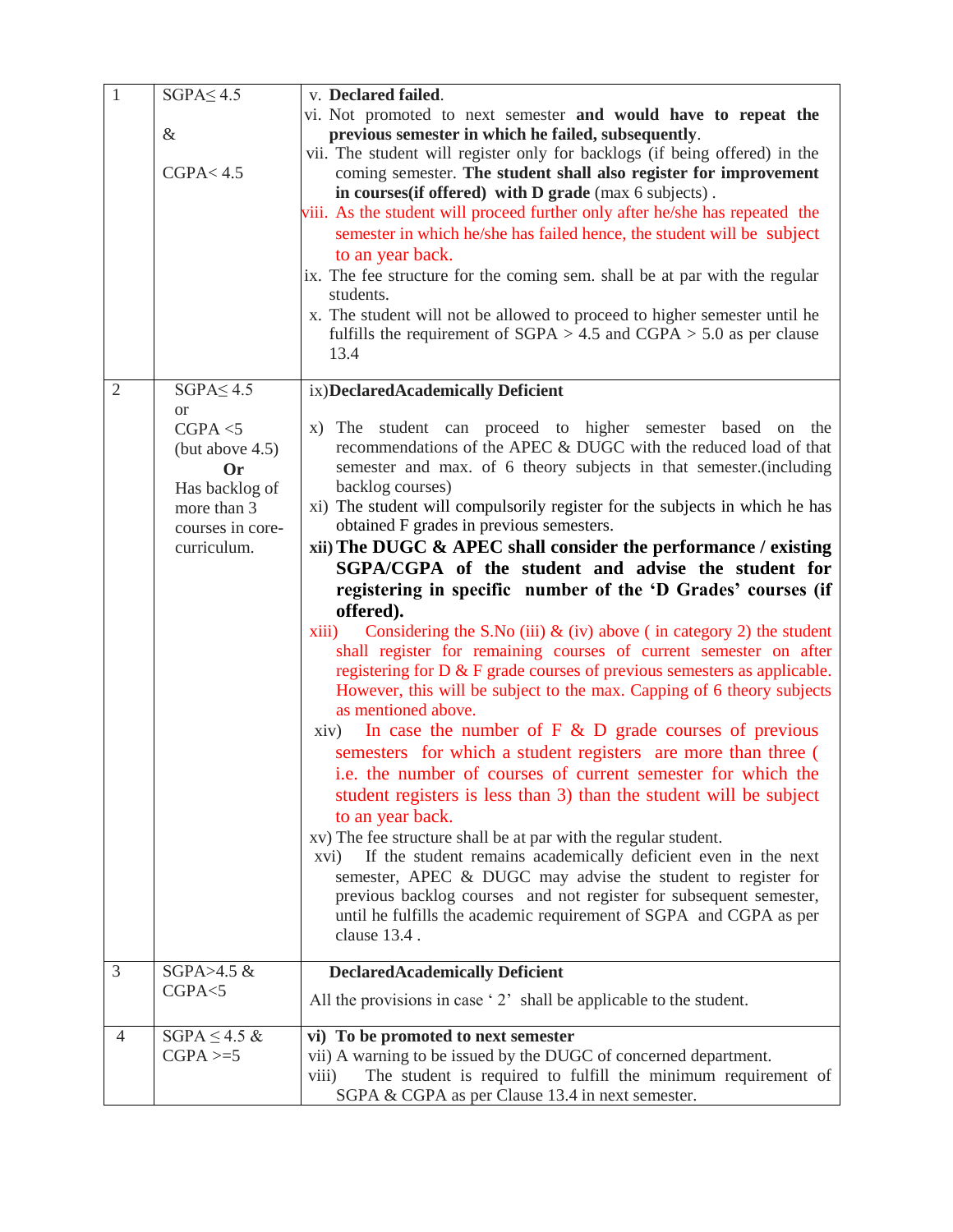| | | |
|---|---|---|
| 1 | SGPA≤ 4.5<br><br>&<br><br>CGPA< 4.5 | v. **Declared failed**.<br>vi. Not promoted to next semester **and would have to repeat the previous semester in which he failed, subsequently**.<br>vii. The student will register only for backlogs (if being offered) in the coming semester. **The student shall also register for improvement in courses(if offered) with D grade** (max 6 subjects) .<br>viii. As the student will proceed further only after he/she has repeated the semester in which he/she has failed hence, the student will be subject to an year back.<br>ix. The fee structure for the coming sem. shall be at par with the regular students.<br>x. The student will not be allowed to proceed to higher semester until he fulfills the requirement of SGPA > 4.5 and CGPA > 5.0 as per clause 13.4 |
| 2 | SGPA≤ 4.5<br>or<br>CGPA <5<br>(but above 4.5)<br>**Or**<br>Has backlog of more than 3 courses in core-curriculum. | ix)**DeclaredAcademically Deficient**<br><br>x) The student can proceed to higher semester based on the recommendations of the APEC & DUGC with the reduced load of that semester and max. of 6 theory subjects in that semester.(including backlog courses)<br>xi) The student will compulsorily register for the subjects in which he has obtained F grades in previous semesters.<br>**xii) The DUGC & APEC shall consider the performance / existing SGPA/CGPA of the student and advise the student for registering in specific number of the 'D Grades' courses (if offered).**<br>xiii) Considering the S.No (iii) & (iv) above ( in category 2) the student shall register for remaining courses of current semester on after registering for D & F grade courses of previous semesters as applicable. However, this will be subject to the max. Capping of 6 theory subjects as mentioned above.<br>xiv) In case the number of F & D grade courses of previous semesters for which a student registers are more than three ( i.e. the number of courses of current semester for which the student registers is less than 3) than the student will be subject to an year back.<br>xv) The fee structure shall be at par with the regular student.<br>xvi) If the student remains academically deficient even in the next semester, APEC & DUGC may advise the student to register for previous backlog courses and not register for subsequent semester, until he fulfills the academic requirement of SGPA and CGPA as per clause 13.4 . |
| 3 | SGPA>4.5 &<br>CGPA<5 | **DeclaredAcademically Deficient**<br><br>All the provisions in case ' 2' shall be applicable to the student. |
| 4 | SGPA ≤ 4.5 &<br>CGPA >=5 | **vi) To be promoted to next semester**<br>vii) A warning to be issued by the DUGC of concerned department.<br>viii) The student is required to fulfill the minimum requirement of SGPA & CGPA as per Clause 13.4 in next semester. |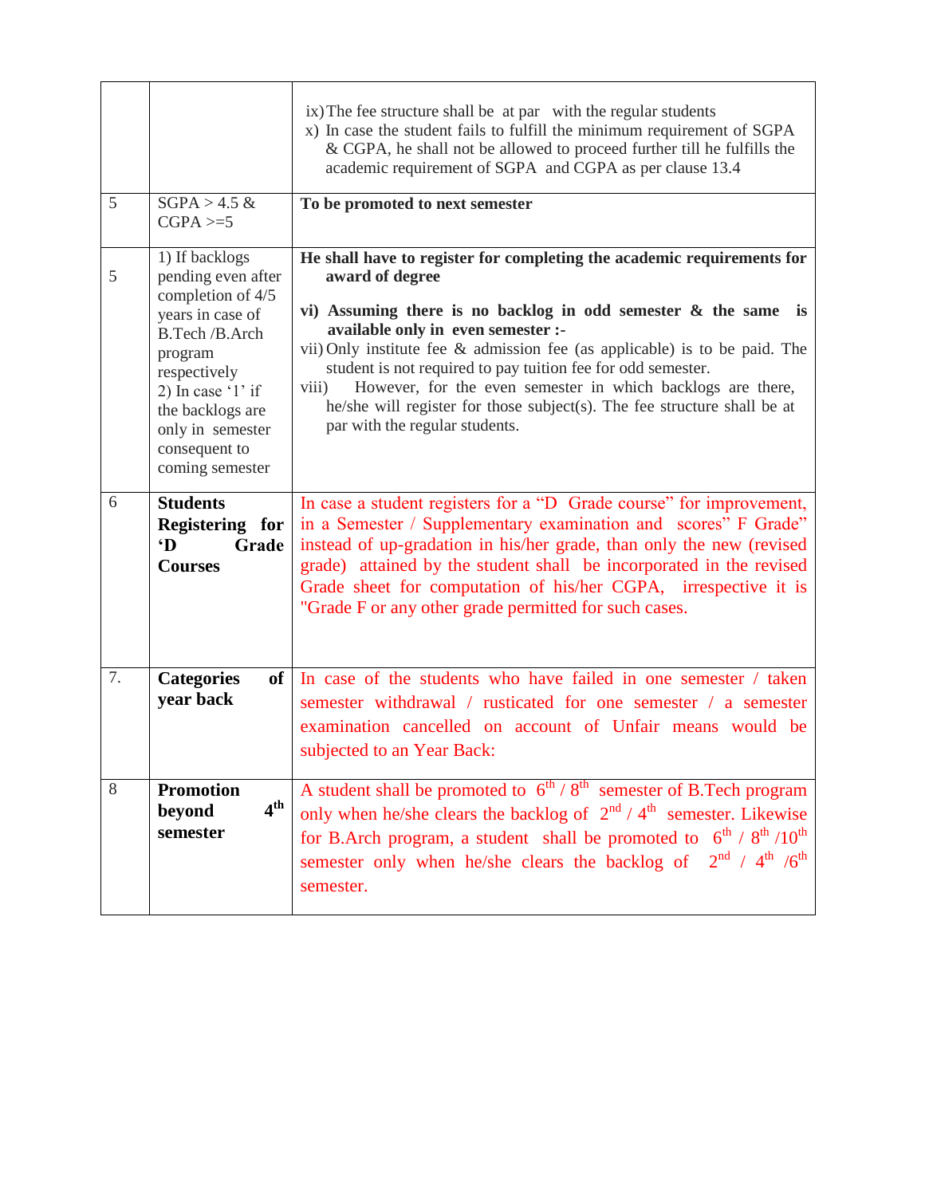| | | |
|---|---|---|
| | | ix) The fee structure shall be at par with the regular students<br>x) In case the student fails to fulfill the minimum requirement of SGPA & CGPA, he shall not be allowed to proceed further till he fulfills the academic requirement of SGPA and CGPA as per clause 13.4 |
| 5 | SGPA > 4.5 & CGPA >=5 | **To be promoted to next semester** |
| 5 | 1) If backlogs pending even after completion of 4/5 years in case of B.Tech /B.Arch program respectively<br>2) In case '1' if the backlogs are only in semester consequent to coming semester | **He shall have to register for completing the academic requirements for award of degree**<br>**vi) Assuming there is no backlog in odd semester & the same is available only in even semester :-**<br>vii) Only institute fee & admission fee (as applicable) is to be paid. The student is not required to pay tuition fee for odd semester.<br>viii) However, for the even semester in which backlogs are there, he/she will register for those subject(s). The fee structure shall be at par with the regular students. |
| 6 | **Students Registering for 'D Grade Courses** | In case a student registers for a "D Grade course" for improvement, in a Semester / Supplementary examination and scores" F Grade" instead of up-gradation in his/her grade, than only the new (revised grade) attained by the student shall be incorporated in the revised Grade sheet for computation of his/her CGPA, irrespective it is "Grade F or any other grade permitted for such cases. |
| 7. | **Categories of year back** | In case of the students who have failed in one semester / taken semester withdrawal / rusticated for one semester / a semester examination cancelled on account of Unfair means would be subjected to an Year Back: |
| 8 | **Promotion beyond 4th semester** | A student shall be promoted to 6th / 8th semester of B.Tech program only when he/she clears the backlog of 2nd / 4th semester. Likewise for B.Arch program, a student shall be promoted to 6th / 8th /10th semester only when he/she clears the backlog of 2nd / 4th /6th semester. |